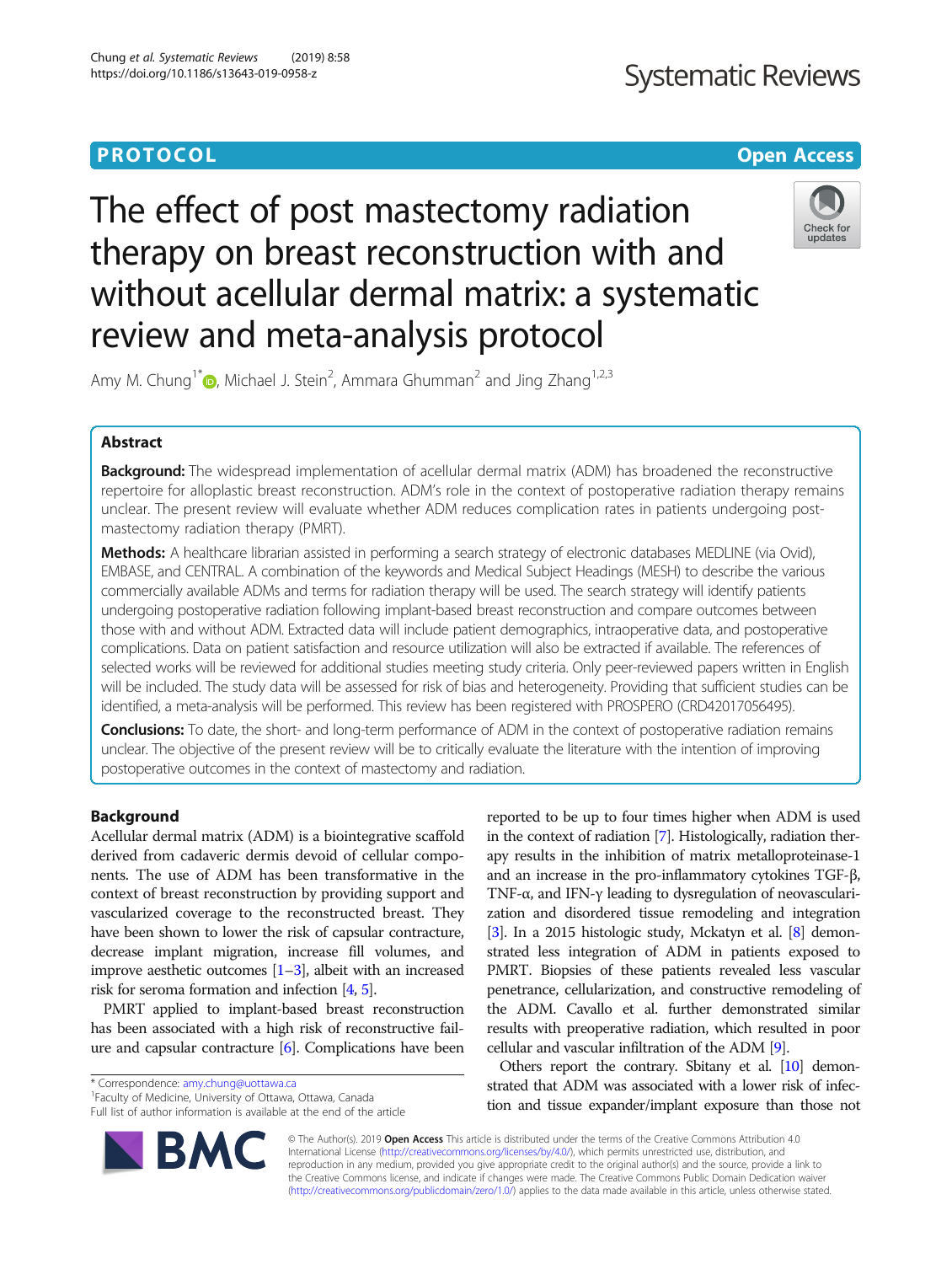PROTOCOL

Open Access

# The effect of post mastectomy radiation therapy on breast reconstruction with and without acellular dermal matrix: a systematic review and meta-analysis protocol

Amy M. Chung[1*], Michael J. Stein[2], Ammara Ghumman[2] and Jing Zhang[1,2,3]

## Abstract

**Background:** The widespread implementation of acellular dermal matrix (ADM) has broadened the reconstructive repertoire for alloplastic breast reconstruction. ADM's role in the context of postoperative radiation therapy remains unclear. The present review will evaluate whether ADM reduces complication rates in patients undergoing post-mastectomy radiation therapy (PMRT).

**Methods:** A healthcare librarian assisted in performing a search strategy of electronic databases MEDLINE (via Ovid), EMBASE, and CENTRAL. A combination of the keywords and Medical Subject Headings (MESH) to describe the various commercially available ADMs and terms for radiation therapy will be used. The search strategy will identify patients undergoing postoperative radiation following implant-based breast reconstruction and compare outcomes between those with and without ADM. Extracted data will include patient demographics, intraoperative data, and postoperative complications. Data on patient satisfaction and resource utilization will also be extracted if available. The references of selected works will be reviewed for additional studies meeting study criteria. Only peer-reviewed papers written in English will be included. The study data will be assessed for risk of bias and heterogeneity. Providing that sufficient studies can be identified, a meta-analysis will be performed. This review has been registered with PROSPERO (CRD42017056495).

**Conclusions:** To date, the short- and long-term performance of ADM in the context of postoperative radiation remains unclear. The objective of the present review will be to critically evaluate the literature with the intention of improving postoperative outcomes in the context of mastectomy and radiation.

## Background

Acellular dermal matrix (ADM) is a biointegrative scaffold derived from cadaveric dermis devoid of cellular components. The use of ADM has been transformative in the context of breast reconstruction by providing support and vascularized coverage to the reconstructed breast. They have been shown to lower the risk of capsular contracture, decrease implant migration, increase fill volumes, and improve aesthetic outcomes [1–3], albeit with an increased risk for seroma formation and infection [4, 5].

PMRT applied to implant-based breast reconstruction has been associated with a high risk of reconstructive failure and capsular contracture [6]. Complications have been reported to be up to four times higher when ADM is used in the context of radiation [7]. Histologically, radiation therapy results in the inhibition of matrix metalloproteinase-1 and an increase in the pro-inflammatory cytokines TGF-β, TNF-α, and IFN-γ leading to dysregulation of neovascularization and disordered tissue remodeling and integration [3]. In a 2015 histologic study, Mckatyn et al. [8] demonstrated less integration of ADM in patients exposed to PMRT. Biopsies of these patients revealed less vascular penetrance, cellularization, and constructive remodeling of the ADM. Cavallo et al. further demonstrated similar results with preoperative radiation, which resulted in poor cellular and vascular infiltration of the ADM [9].

Others report the contrary. Sbitany et al. [10] demonstrated that ADM was associated with a lower risk of infection and tissue expander/implant exposure than those not

* Correspondence: amy.chung@uottawa.ca
[1]Faculty of Medicine, University of Ottawa, Ottawa, Canada
Full list of author information is available at the end of the article

© The Author(s). 2019 **Open Access** This article is distributed under the terms of the Creative Commons Attribution 4.0 International License (http://creativecommons.org/licenses/by/4.0/), which permits unrestricted use, distribution, and reproduction in any medium, provided you give appropriate credit to the original author(s) and the source, provide a link to the Creative Commons license, and indicate if changes were made. The Creative Commons Public Domain Dedication waiver (http://creativecommons.org/publicdomain/zero/1.0/) applies to the data made available in this article, unless otherwise stated.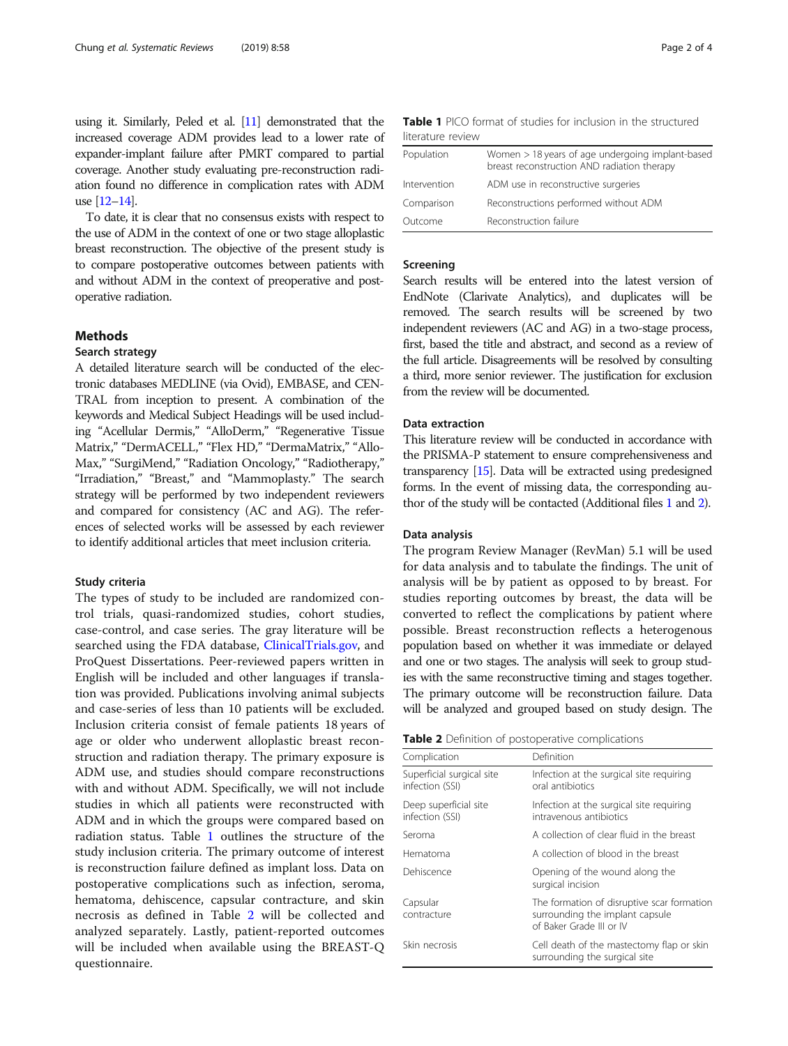using it. Similarly, Peled et al. [11] demonstrated that the increased coverage ADM provides lead to a lower rate of expander-implant failure after PMRT compared to partial coverage. Another study evaluating pre-reconstruction radiation found no difference in complication rates with ADM use [12–14].

To date, it is clear that no consensus exists with respect to the use of ADM in the context of one or two stage alloplastic breast reconstruction. The objective of the present study is to compare postoperative outcomes between patients with and without ADM in the context of preoperative and postoperative radiation.

## Methods

### Search strategy

A detailed literature search will be conducted of the electronic databases MEDLINE (via Ovid), EMBASE, and CENTRAL from inception to present. A combination of the keywords and Medical Subject Headings will be used including "Acellular Dermis," "AlloDerm," "Regenerative Tissue Matrix," "DermACELL," "Flex HD," "DermaMatrix," "AlloMax," "SurgiMend," "Radiation Oncology," "Radiotherapy," "Irradiation," "Breast," and "Mammoplasty." The search strategy will be performed by two independent reviewers and compared for consistency (AC and AG). The references of selected works will be assessed by each reviewer to identify additional articles that meet inclusion criteria.

### Study criteria

The types of study to be included are randomized control trials, quasi-randomized studies, cohort studies, case-control, and case series. The gray literature will be searched using the FDA database, ClinicalTrials.gov, and ProQuest Dissertations. Peer-reviewed papers written in English will be included and other languages if translation was provided. Publications involving animal subjects and case-series of less than 10 patients will be excluded. Inclusion criteria consist of female patients 18 years of age or older who underwent alloplastic breast reconstruction and radiation therapy. The primary exposure is ADM use, and studies should compare reconstructions with and without ADM. Specifically, we will not include studies in which all patients were reconstructed with ADM and in which the groups were compared based on radiation status. Table 1 outlines the structure of the study inclusion criteria. The primary outcome of interest is reconstruction failure defined as implant loss. Data on postoperative complications such as infection, seroma, hematoma, dehiscence, capsular contracture, and skin necrosis as defined in Table 2 will be collected and analyzed separately. Lastly, patient-reported outcomes will be included when available using the BREAST-Q questionnaire.

**Table 1** PICO format of studies for inclusion in the structured literature review

| | |
|---|---|
| Population | Women > 18 years of age undergoing implant-based breast reconstruction AND radiation therapy |
| Intervention | ADM use in reconstructive surgeries |
| Comparison | Reconstructions performed without ADM |
| Outcome | Reconstruction failure |

### Screening

Search results will be entered into the latest version of EndNote (Clarivate Analytics), and duplicates will be removed. The search results will be screened by two independent reviewers (AC and AG) in a two-stage process, first, based the title and abstract, and second as a review of the full article. Disagreements will be resolved by consulting a third, more senior reviewer. The justification for exclusion from the review will be documented.

### Data extraction

This literature review will be conducted in accordance with the PRISMA-P statement to ensure comprehensiveness and transparency [15]. Data will be extracted using predesigned forms. In the event of missing data, the corresponding author of the study will be contacted (Additional files 1 and 2).

### Data analysis

The program Review Manager (RevMan) 5.1 will be used for data analysis and to tabulate the findings. The unit of analysis will be by patient as opposed to by breast. For studies reporting outcomes by breast, the data will be converted to reflect the complications by patient where possible. Breast reconstruction reflects a heterogenous population based on whether it was immediate or delayed and one or two stages. The analysis will seek to group studies with the same reconstructive timing and stages together. The primary outcome will be reconstruction failure. Data will be analyzed and grouped based on study design. The

**Table 2** Definition of postoperative complications

| Complication | Definition |
|---|---|
| Superficial surgical site infection (SSI) | Infection at the surgical site requiring oral antibiotics |
| Deep superficial site infection (SSI) | Infection at the surgical site requiring intravenous antibiotics |
| Seroma | A collection of clear fluid in the breast |
| Hematoma | A collection of blood in the breast |
| Dehiscence | Opening of the wound along the surgical incision |
| Capsular contracture | The formation of disruptive scar formation surrounding the implant capsule of Baker Grade III or IV |
| Skin necrosis | Cell death of the mastectomy flap or skin surrounding the surgical site |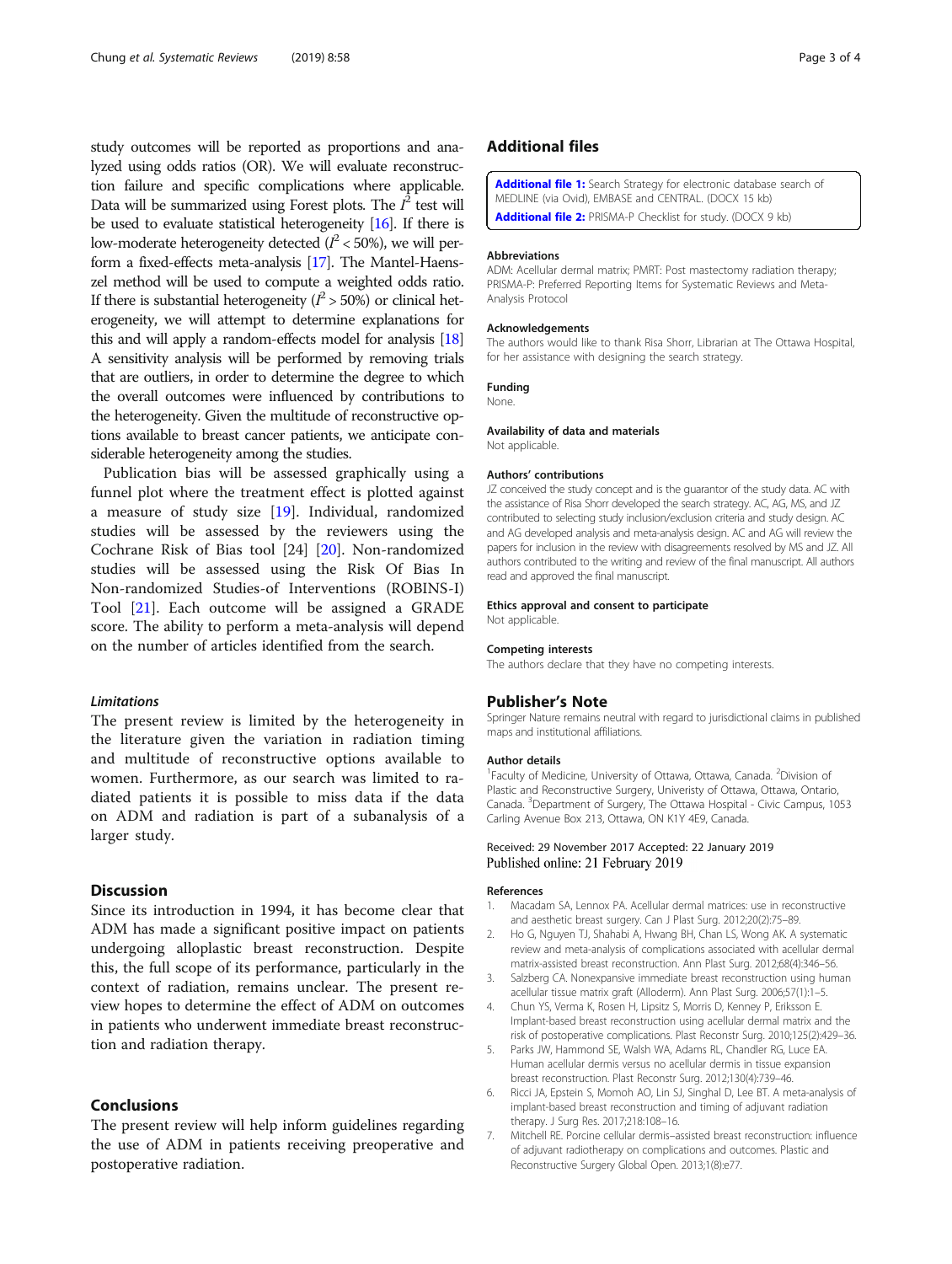study outcomes will be reported as proportions and analyzed using odds ratios (OR). We will evaluate reconstruction failure and specific complications where applicable. Data will be summarized using Forest plots. The $I^2$ test will be used to evaluate statistical heterogeneity [16]. If there is low-moderate heterogeneity detected ($I^2 < 50\%$), we will perform a fixed-effects meta-analysis [17]. The Mantel-Haenszel method will be used to compute a weighted odds ratio. If there is substantial heterogeneity ($I^2 > 50\%$) or clinical heterogeneity, we will attempt to determine explanations for this and will apply a random-effects model for analysis [18] A sensitivity analysis will be performed by removing trials that are outliers, in order to determine the degree to which the overall outcomes were influenced by contributions to the heterogeneity. Given the multitude of reconstructive options available to breast cancer patients, we anticipate considerable heterogeneity among the studies.

Publication bias will be assessed graphically using a funnel plot where the treatment effect is plotted against a measure of study size [19]. Individual, randomized studies will be assessed by the reviewers using the Cochrane Risk of Bias tool [24] [20]. Non-randomized studies will be assessed using the Risk Of Bias In Non-randomized Studies-of Interventions (ROBINS-I) Tool [21]. Each outcome will be assigned a GRADE score. The ability to perform a meta-analysis will depend on the number of articles identified from the search.

### *Limitations*

The present review is limited by the heterogeneity in the literature given the variation in radiation timing and multitude of reconstructive options available to women. Furthermore, as our search was limited to radiated patients it is possible to miss data if the data on ADM and radiation is part of a subanalysis of a larger study.

## Discussion

Since its introduction in 1994, it has become clear that ADM has made a significant positive impact on patients undergoing alloplastic breast reconstruction. Despite this, the full scope of its performance, particularly in the context of radiation, remains unclear. The present review hopes to determine the effect of ADM on outcomes in patients who underwent immediate breast reconstruction and radiation therapy.

## Conclusions

The present review will help inform guidelines regarding the use of ADM in patients receiving preoperative and postoperative radiation.

## Additional files

**Additional file 1:** Search Strategy for electronic database search of MEDLINE (via Ovid), EMBASE and CENTRAL. (DOCX 15 kb)

**Additional file 2:** PRISMA-P Checklist for study. (DOCX 9 kb)

#### Abbreviations

ADM: Acellular dermal matrix; PMRT: Post mastectomy radiation therapy; PRISMA-P: Preferred Reporting Items for Systematic Reviews and Meta-Analysis Protocol

#### Acknowledgements

The authors would like to thank Risa Shorr, Librarian at The Ottawa Hospital, for her assistance with designing the search strategy.

#### Funding

None.

#### Availability of data and materials

Not applicable.

#### Authors' contributions

JZ conceived the study concept and is the guarantor of the study data. AC with the assistance of Risa Shorr developed the search strategy. AC, AG, MS, and JZ contributed to selecting study inclusion/exclusion criteria and study design. AC and AG developed analysis and meta-analysis design. AC and AG will review the papers for inclusion in the review with disagreements resolved by MS and JZ. All authors contributed to the writing and review of the final manuscript. All authors read and approved the final manuscript.

#### Ethics approval and consent to participate

Not applicable.

#### Competing interests

The authors declare that they have no competing interests.

## Publisher's Note

Springer Nature remains neutral with regard to jurisdictional claims in published maps and institutional affiliations.

#### Author details

[1]Faculty of Medicine, University of Ottawa, Ottawa, Canada. [2]Division of Plastic and Reconstructive Surgery, Univeristy of Ottawa, Ottawa, Ontario, Canada. [3]Department of Surgery, The Ottawa Hospital - Civic Campus, 1053 Carling Avenue Box 213, Ottawa, ON K1Y 4E9, Canada.

Received: 29 November 2017 Accepted: 22 January 2019
Published online: 21 February 2019

#### References

1. Macadam SA, Lennox PA. Acellular dermal matrices: use in reconstructive and aesthetic breast surgery. Can J Plast Surg. 2012;20(2):75–89.
2. Ho G, Nguyen TJ, Shahabi A, Hwang BH, Chan LS, Wong AK. A systematic review and meta-analysis of complications associated with acellular dermal matrix-assisted breast reconstruction. Ann Plast Surg. 2012;68(4):346–56.
3. Salzberg CA. Nonexpansive immediate breast reconstruction using human acellular tissue matrix graft (Alloderm). Ann Plast Surg. 2006;57(1):1–5.
4. Chun YS, Verma K, Rosen H, Lipsitz S, Morris D, Kenney P, Eriksson E. Implant-based breast reconstruction using acellular dermal matrix and the risk of postoperative complications. Plast Reconstr Surg. 2010;125(2):429–36.
5. Parks JW, Hammond SE, Walsh WA, Adams RL, Chandler RG, Luce EA. Human acellular dermis versus no acellular dermis in tissue expansion breast reconstruction. Plast Reconstr Surg. 2012;130(4):739–46.
6. Ricci JA, Epstein S, Momoh AO, Lin SJ, Singhal D, Lee BT. A meta-analysis of implant-based breast reconstruction and timing of adjuvant radiation therapy. J Surg Res. 2017;218:108–16.
7. Mitchell RE. Porcine cellular dermis–assisted breast reconstruction: influence of adjuvant radiotherapy on complications and outcomes. Plastic and Reconstructive Surgery Global Open. 2013;1(8):e77.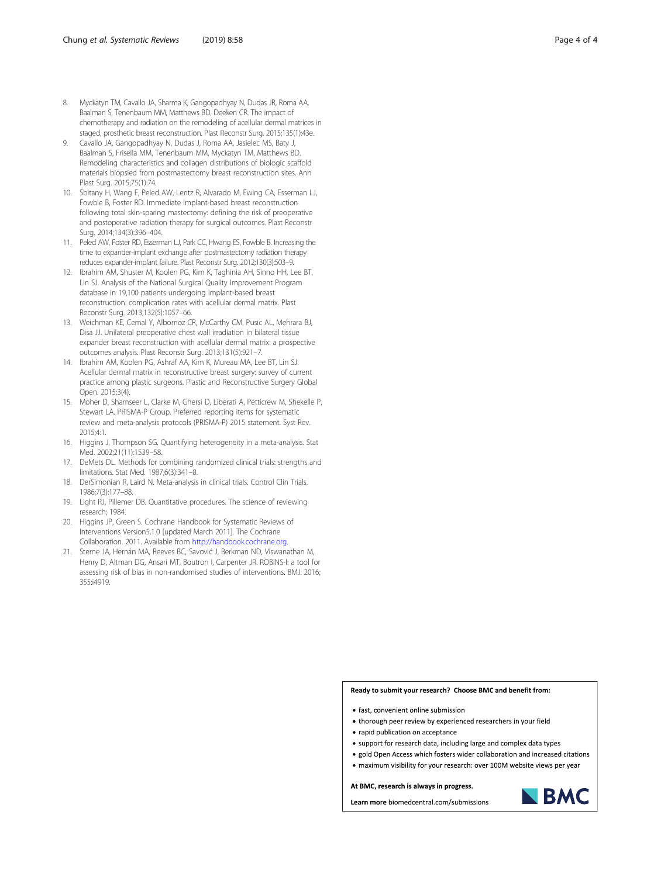8. Myckatyn TM, Cavallo JA, Sharma K, Gangopadhyay N, Dudas JR, Roma AA, Baalman S, Tenenbaum MM, Matthews BD, Deeken CR. The impact of chemotherapy and radiation on the remodeling of acellular dermal matrices in staged, prosthetic breast reconstruction. Plast Reconstr Surg. 2015;135(1):43e.
9. Cavallo JA, Gangopadhyay N, Dudas J, Roma AA, Jasielec MS, Baty J, Baalman S, Frisella MM, Tenenbaum MM, Myckatyn TM, Matthews BD. Remodeling characteristics and collagen distributions of biologic scaffold materials biopsied from postmastectomy breast reconstruction sites. Ann Plast Surg. 2015;75(1):74.
10. Sbitany H, Wang F, Peled AW, Lentz R, Alvarado M, Ewing CA, Esserman LJ, Fowble B, Foster RD. Immediate implant-based breast reconstruction following total skin-sparing mastectomy: defining the risk of preoperative and postoperative radiation therapy for surgical outcomes. Plast Reconstr Surg. 2014;134(3):396–404.
11. Peled AW, Foster RD, Esserman LJ, Park CC, Hwang ES, Fowble B. Increasing the time to expander-implant exchange after postmastectomy radiation therapy reduces expander-implant failure. Plast Reconstr Surg. 2012;130(3):503–9.
12. Ibrahim AM, Shuster M, Koolen PG, Kim K, Taghinia AH, Sinno HH, Lee BT, Lin SJ. Analysis of the National Surgical Quality Improvement Program database in 19,100 patients undergoing implant-based breast reconstruction: complication rates with acellular dermal matrix. Plast Reconstr Surg. 2013;132(5):1057–66.
13. Weichman KE, Cemal Y, Albornoz CR, McCarthy CM, Pusic AL, Mehrara BJ, Disa JJ. Unilateral preoperative chest wall irradiation in bilateral tissue expander breast reconstruction with acellular dermal matrix: a prospective outcomes analysis. Plast Reconstr Surg. 2013;131(5):921–7.
14. Ibrahim AM, Koolen PG, Ashraf AA, Kim K, Mureau MA, Lee BT, Lin SJ. Acellular dermal matrix in reconstructive breast surgery: survey of current practice among plastic surgeons. Plastic and Reconstructive Surgery Global Open. 2015;3(4).
15. Moher D, Shamseer L, Clarke M, Ghersi D, Liberati A, Petticrew M, Shekelle P, Stewart LA. PRISMA-P Group. Preferred reporting items for systematic review and meta-analysis protocols (PRISMA-P) 2015 statement. Syst Rev. 2015;4:1.
16. Higgins J, Thompson SG. Quantifying heterogeneity in a meta-analysis. Stat Med. 2002;21(11):1539–58.
17. DeMets DL. Methods for combining randomized clinical trials: strengths and limitations. Stat Med. 1987;6(3):341–8.
18. DerSimonian R, Laird N. Meta-analysis in clinical trials. Control Clin Trials. 1986;7(3):177–88.
19. Light RJ, Pillemer DB. Quantitative procedures. The science of reviewing research; 1984.
20. Higgins JP, Green S. Cochrane Handbook for Systematic Reviews of Interventions Version5.1.0 [updated March 2011]. The Cochrane Collaboration. 2011. Available from http://handbook.cochrane.org.
21. Sterne JA, Hernán MA, Reeves BC, Savović J, Berkman ND, Viswanathan M, Henry D, Altman DG, Ansari MT, Boutron I, Carpenter JR. ROBINS-I: a tool for assessing risk of bias in non-randomised studies of interventions. BMJ. 2016;355:i4919.

**Ready to submit your research? Choose BMC and benefit from:**

- fast, convenient online submission
- thorough peer review by experienced researchers in your field
- rapid publication on acceptance
- support for research data, including large and complex data types
- gold Open Access which fosters wider collaboration and increased citations
- maximum visibility for your research: over 100M website views per year

**At BMC, research is always in progress.**

**Learn more** biomedcentral.com/submissions

BMC